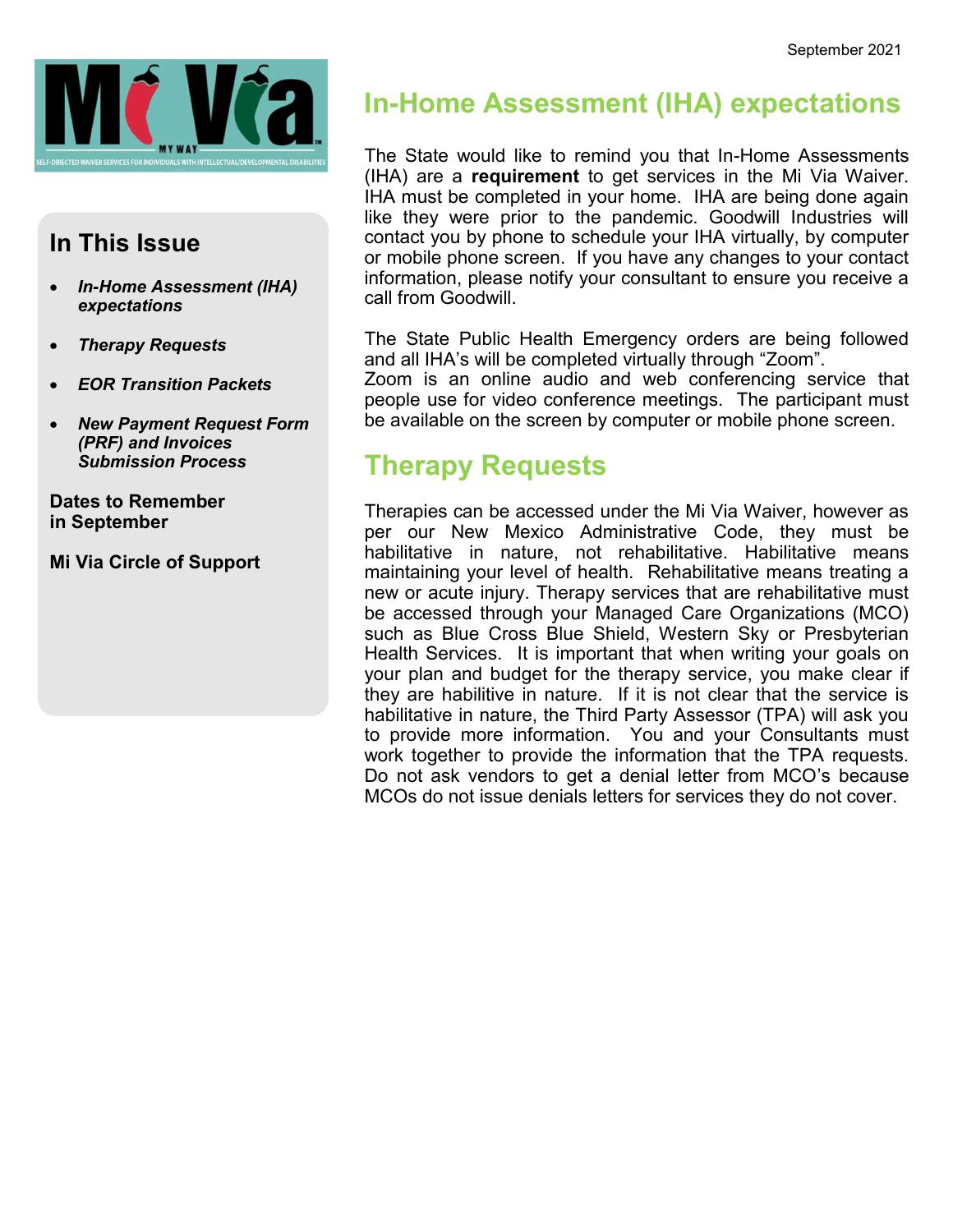September 2021

Mi Via

MY WAY

SELF-DIRECTED WAIVER SERVICES FOR INDIVIDUALS WITH INTELLECTUAL/DEVELOPMENTAL DISABILITIES

## In This Issue

- ***In-Home Assessment (IHA) expectations***
- ***Therapy Requests***
- ***EOR Transition Packets***
- ***New Payment Request Form (PRF) and Invoices Submission Process***

**Dates to Remember in September**

**Mi Via Circle of Support**

# In-Home Assessment (IHA) expectations

The State would like to remind you that In-Home Assessments (IHA) are a **requirement** to get services in the Mi Via Waiver. IHA must be completed in your home. IHA are being done again like they were prior to the pandemic. Goodwill Industries will contact you by phone to schedule your IHA virtually, by computer or mobile phone screen. If you have any changes to your contact information, please notify your consultant to ensure you receive a call from Goodwill.

The State Public Health Emergency orders are being followed and all IHA's will be completed virtually through "Zoom".
Zoom is an online audio and web conferencing service that people use for video conference meetings. The participant must be available on the screen by computer or mobile phone screen.

# Therapy Requests

Therapies can be accessed under the Mi Via Waiver, however as per our New Mexico Administrative Code, they must be habilitative in nature, not rehabilitative. Habilitative means maintaining your level of health. Rehabilitative means treating a new or acute injury. Therapy services that are rehabilitative must be accessed through your Managed Care Organizations (MCO) such as Blue Cross Blue Shield, Western Sky or Presbyterian Health Services. It is important that when writing your goals on your plan and budget for the therapy service, you make clear if they are habilitive in nature. If it is not clear that the service is habilitative in nature, the Third Party Assessor (TPA) will ask you to provide more information. You and your Consultants must work together to provide the information that the TPA requests. Do not ask vendors to get a denial letter from MCO's because MCOs do not issue denials letters for services they do not cover.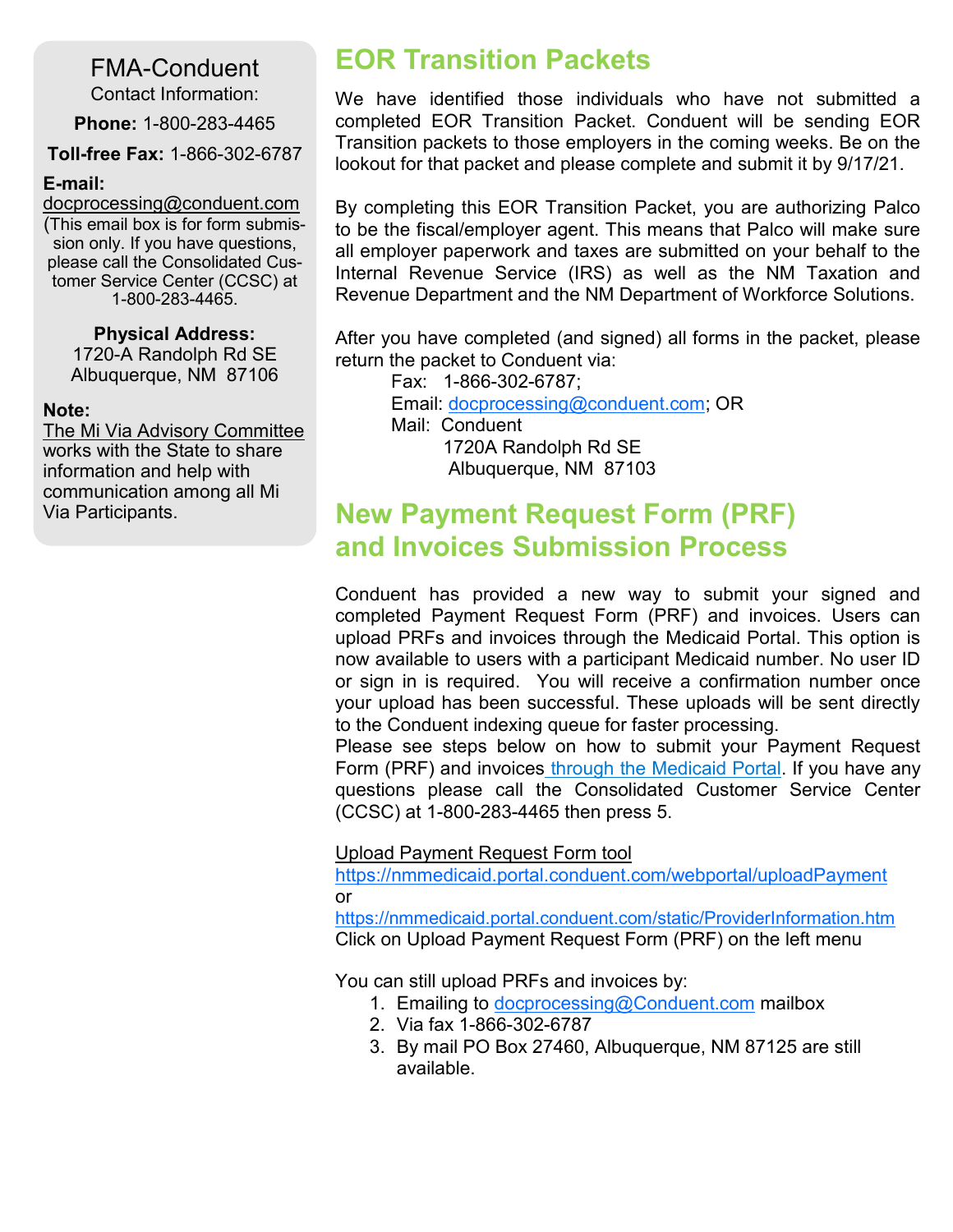FMA-Conduent

Contact Information:

**Phone:** 1-800-283-4465

**Toll-free Fax:** 1-866-302-6787

**E-mail:**
docprocessing@conduent.com
(This email box is for form submission only. If you have questions, please call the Consolidated Customer Service Center (CCSC) at 1-800-283-4465.

**Physical Address:**
1720-A Randolph Rd SE
Albuquerque, NM 87106

**Note:**
The Mi Via Advisory Committee works with the State to share information and help with communication among all Mi Via Participants.

## EOR Transition Packets

We have identified those individuals who have not submitted a completed EOR Transition Packet. Conduent will be sending EOR Transition packets to those employers in the coming weeks. Be on the lookout for that packet and please complete and submit it by 9/17/21.

By completing this EOR Transition Packet, you are authorizing Palco to be the fiscal/employer agent. This means that Palco will make sure all employer paperwork and taxes are submitted on your behalf to the Internal Revenue Service (IRS) as well as the NM Taxation and Revenue Department and the NM Department of Workforce Solutions.

After you have completed (and signed) all forms in the packet, please return the packet to Conduent via:

Fax: 1-866-302-6787;
Email: docprocessing@conduent.com; OR
Mail: Conduent
1720A Randolph Rd SE
Albuquerque, NM 87103

## New Payment Request Form (PRF) and Invoices Submission Process

Conduent has provided a new way to submit your signed and completed Payment Request Form (PRF) and invoices. Users can upload PRFs and invoices through the Medicaid Portal. This option is now available to users with a participant Medicaid number. No user ID or sign in is required. You will receive a confirmation number once your upload has been successful. These uploads will be sent directly to the Conduent indexing queue for faster processing.

Please see steps below on how to submit your Payment Request Form (PRF) and invoices through the Medicaid Portal. If you have any questions please call the Consolidated Customer Service Center (CCSC) at 1-800-283-4465 then press 5.

Upload Payment Request Form tool
https://nmmedicaid.portal.conduent.com/webportal/uploadPayment
or
https://nmmedicaid.portal.conduent.com/static/ProviderInformation.htm
Click on Upload Payment Request Form (PRF) on the left menu

You can still upload PRFs and invoices by:

1. Emailing to docprocessing@Conduent.com mailbox
2. Via fax 1-866-302-6787
3. By mail PO Box 27460, Albuquerque, NM 87125 are still available.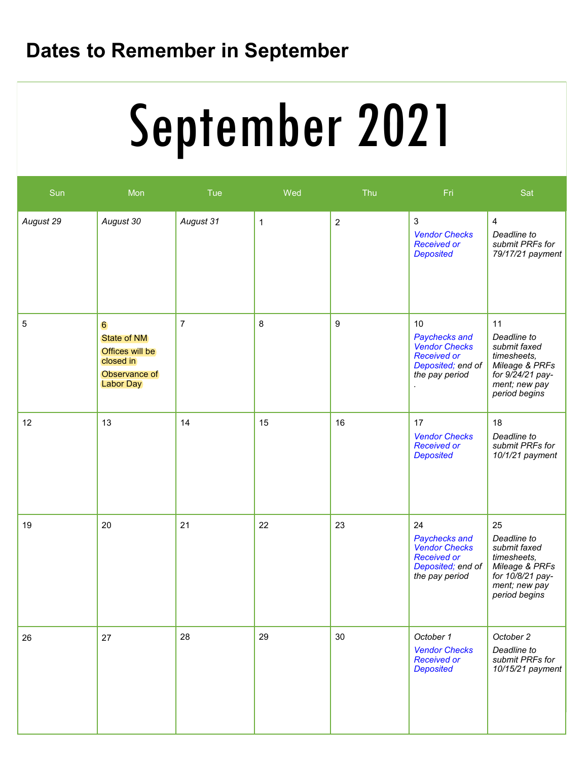# Dates to Remember in September

## September 2021

| Sun | Mon | Tue | Wed | Thu | Fri | Sat |
|---|---|---|---|---|---|---|
| *August 29* | *August 30* | *August 31* | 1 | 2 | 3 *Vendor Checks Received or Deposited* | 4 *Deadline to submit PRFs for 79/17/21 payment* |
| 5 | 6 State of NM Offices will be closed in Observance of Labor Day | 7 | 8 | 9 | 10 *Paychecks and Vendor Checks Received or Deposited; end of the pay period* . | 11 *Deadline to submit faxed timesheets, Mileage & PRFs for 9/24/21 pay-ment; new pay period begins* |
| 12 | 13 | 14 | 15 | 16 | 17 *Vendor Checks Received or Deposited* | 18 *Deadline to submit PRFs for 10/1/21 payment* |
| 19 | 20 | 21 | 22 | 23 | 24 *Paychecks and Vendor Checks Received or Deposited; end of the pay period* | 25 *Deadline to submit faxed timesheets, Mileage & PRFs for 10/8/21 pay-ment; new pay period begins* |
| 26 | 27 | 28 | 29 | 30 | *October 1* *Vendor Checks Received or Deposited* | *October 2* *Deadline to submit PRFs for 10/15/21 payment* |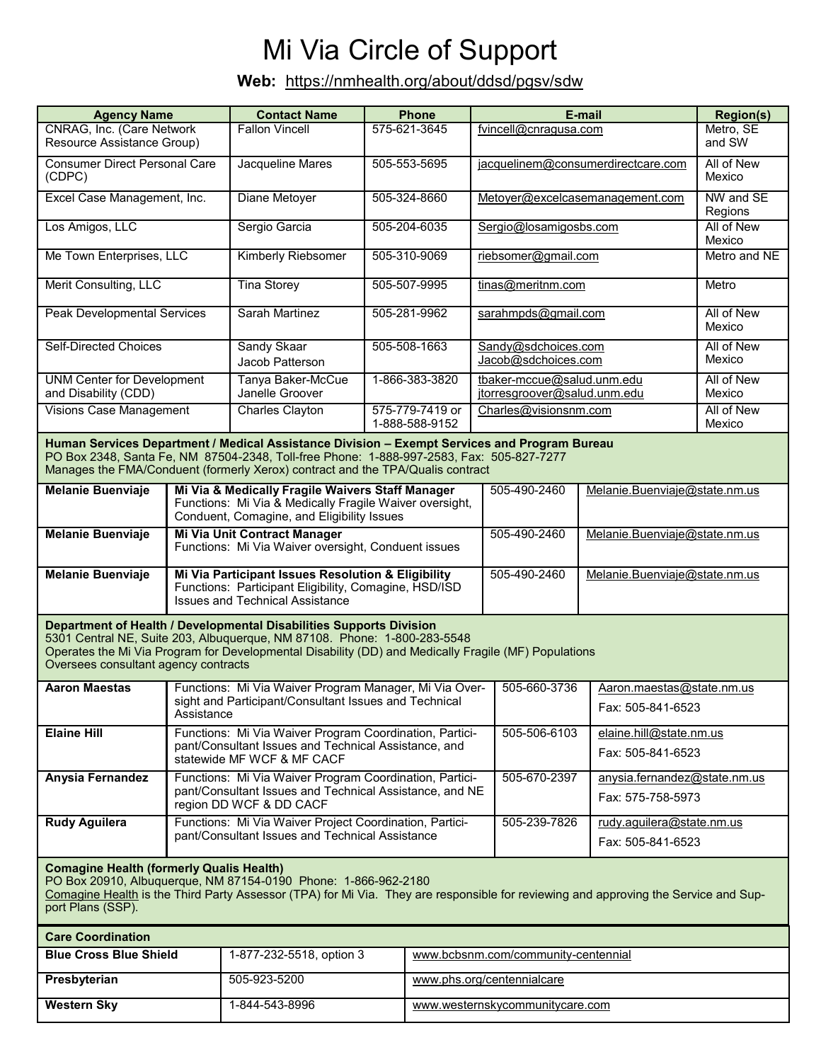# Mi Via Circle of Support

**Web:** https://nmhealth.org/about/ddsd/pgsv/sdw

| Agency Name | Contact Name | Phone | E-mail | Region(s) |
|---|---|---|---|---|
| CNRAG, Inc. (Care Network Resource Assistance Group) | Fallon Vincell | 575-621-3645 | fvincell@cnragusa.com | Metro, SE and SW |
| Consumer Direct Personal Care (CDPC) | Jacqueline Mares | 505-553-5695 | jacquelinem@consumerdirectcare.com | All of New Mexico |
| Excel Case Management, Inc. | Diane Metoyer | 505-324-8660 | Metoyer@excelcasemanagement.com | NW and SE Regions |
| Los Amigos, LLC | Sergio Garcia | 505-204-6035 | Sergio@losamigosbs.com | All of New Mexico |
| Me Town Enterprises, LLC | Kimberly Riebsomer | 505-310-9069 | riebsomer@gmail.com | Metro and NE |
| Merit Consulting, LLC | Tina Storey | 505-507-9995 | tinas@meritnm.com | Metro |
| Peak Developmental Services | Sarah Martinez | 505-281-9962 | sarahmpds@gmail.com | All of New Mexico |
| Self-Directed Choices | Sandy Skaar<br>Jacob Patterson | 505-508-1663 | Sandy@sdchoices.com<br>Jacob@sdchoices.com | All of New Mexico |
| UNM Center for Development and Disability (CDD) | Tanya Baker-McCue<br>Janelle Groover | 1-866-383-3820 | tbaker-mccue@salud.unm.edu<br>jtorresgroover@salud.unm.edu | All of New Mexico |
| Visions Case Management | Charles Clayton | 575-779-7419 or 1-888-588-9152 | Charles@visionsnm.com | All of New Mexico |

**Human Services Department / Medical Assistance Division – Exempt Services and Program Bureau**
PO Box 2348, Santa Fe, NM 87504-2348, Toll-free Phone: 1-888-997-2583, Fax: 505-827-7277
Manages the FMA/Conduent (formerly Xerox) contract and the TPA/Qualis contract

| | | | |
|---|---|---|---|
| **Melanie Buenviaje** | **Mi Via & Medically Fragile Waivers Staff Manager**<br>Functions: Mi Via & Medically Fragile Waiver oversight, Conduent, Comagine, and Eligibility Issues | 505-490-2460 | Melanie.Buenviaje@state.nm.us |
| **Melanie Buenviaje** | **Mi Via Unit Contract Manager**<br>Functions: Mi Via Waiver oversight, Conduent issues | 505-490-2460 | Melanie.Buenviaje@state.nm.us |
| **Melanie Buenviaje** | **Mi Via Participant Issues Resolution & Eligibility**<br>Functions: Participant Eligibility, Comagine, HSD/ISD Issues and Technical Assistance | 505-490-2460 | Melanie.Buenviaje@state.nm.us |

**Department of Health / Developmental Disabilities Supports Division**
5301 Central NE, Suite 203, Albuquerque, NM 87108. Phone: 1-800-283-5548
Operates the Mi Via Program for Developmental Disability (DD) and Medically Fragile (MF) Populations
Oversees consultant agency contracts

| | | | |
|---|---|---|---|
| **Aaron Maestas** | Functions: Mi Via Waiver Program Manager, Mi Via Oversight and Participant/Consultant Issues and Technical Assistance | 505-660-3736 | Aaron.maestas@state.nm.us<br>Fax: 505-841-6523 |
| **Elaine Hill** | Functions: Mi Via Waiver Program Coordination, Participant/Consultant Issues and Technical Assistance, and statewide MF WCF & MF CACF | 505-506-6103 | elaine.hill@state.nm.us<br>Fax: 505-841-6523 |
| **Anysia Fernandez** | Functions: Mi Via Waiver Program Coordination, Participant/Consultant Issues and Technical Assistance, and NE region DD WCF & DD CACF | 505-670-2397 | anysia.fernandez@state.nm.us<br>Fax: 575-758-5973 |
| **Rudy Aguilera** | Functions: Mi Via Waiver Project Coordination, Participant/Consultant Issues and Technical Assistance | 505-239-7826 | rudy.aguilera@state.nm.us<br>Fax: 505-841-6523 |

**Comagine Health (formerly Qualis Health)**
PO Box 20910, Albuquerque, NM 87154-0190 Phone: 1-866-962-2180
Comagine Health is the Third Party Assessor (TPA) for Mi Via. They are responsible for reviewing and approving the Service and Support Plans (SSP).

**Care Coordination**

| | | |
|---|---|---|
| **Blue Cross Blue Shield** | 1-877-232-5518, option 3 | www.bcbsnm.com/community-centennial |
| **Presbyterian** | 505-923-5200 | www.phs.org/centennialcare |
| **Western Sky** | 1-844-543-8996 | www.westernskycommunitycare.com |